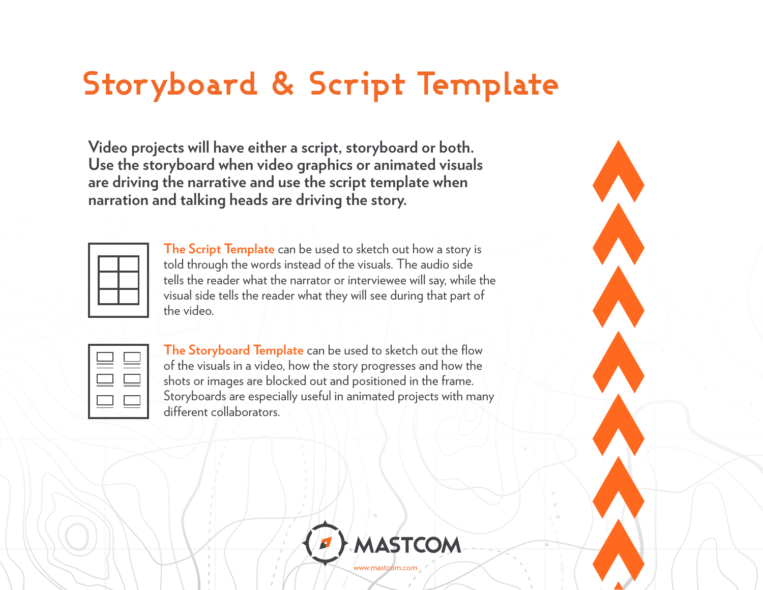# Storyboard & Script Template

**Video projects will have either a script, storyboard or both. Use the storyboard when video graphics or animated visuals are driving the narrative and use the script template when narration and talking heads are driving the story.**

**The Script Template** can be used to sketch out how a story is told through the words instead of the visuals. The audio side tells the reader what the narrator or interviewee will say, while the visual side tells the reader what they will see during that part of the video.

**The Storyboard Template** can be used to sketch out the flow of the visuals in a video, how the story progresses and how the shots or images are blocked out and positioned in the frame. Storyboards are especially useful in animated projects with many different collaborators.

MASTCOM

www.mastcom.com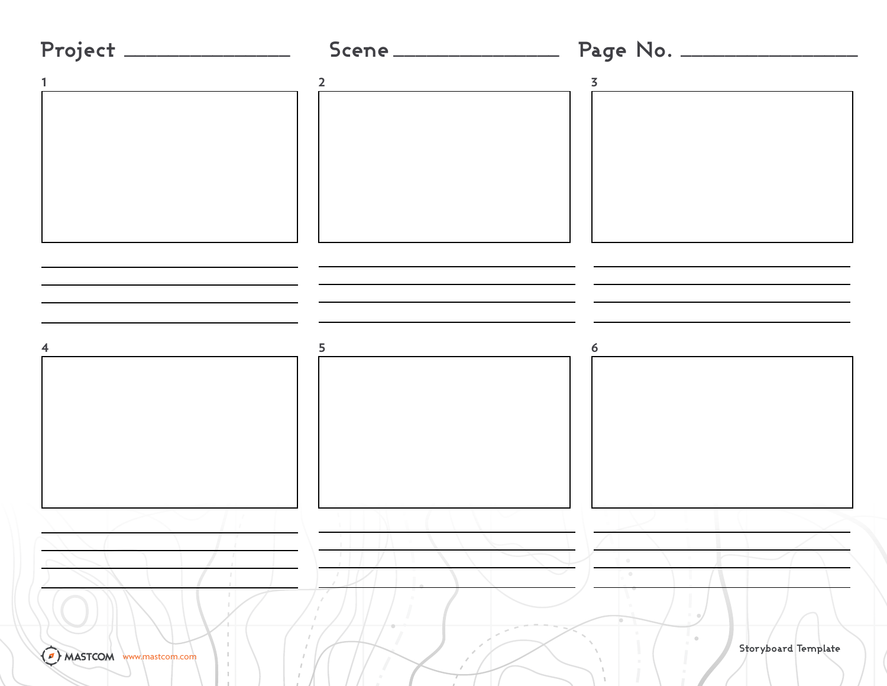Project ________________ Scene ________________ Page No. ________________

1

______________________________
______________________________
______________________________
______________________________

2

______________________________
______________________________
______________________________
______________________________

3

______________________________
______________________________
______________________________
______________________________

4

______________________________
______________________________
______________________________
______________________________

5

______________________________
______________________________
______________________________
______________________________

6

______________________________
______________________________
______________________________
______________________________

MASTCOM www.mastcom.com

Storyboard Template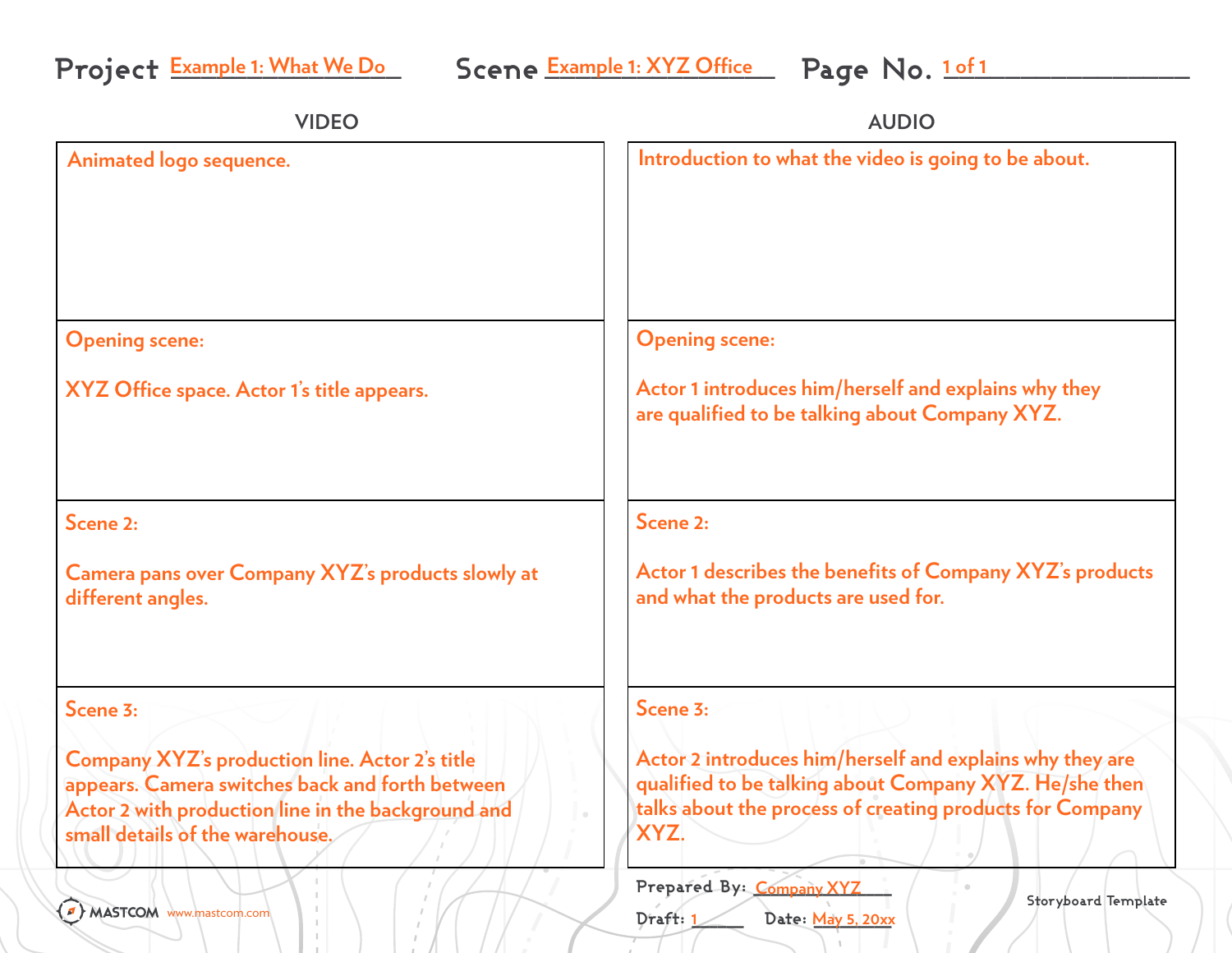**Project** Example 1: What We Do **Scene** Example 1: XYZ Office **Page No.** 1 of 1

| VIDEO | AUDIO |
| --- | --- |
| Animated logo sequence. | Introduction to what the video is going to be about. |
| Opening scene:<br><br>XYZ Office space. Actor 1's title appears. | Opening scene:<br><br>Actor 1 introduces him/herself and explains why they are qualified to be talking about Company XYZ. |
| Scene 2:<br><br>Camera pans over Company XYZ's products slowly at different angles. | Scene 2:<br><br>Actor 1 describes the benefits of Company XYZ's products and what the products are used for. |
| Scene 3:<br><br>Company XYZ's production line. Actor 2's title appears. Camera switches back and forth between Actor 2 with production line in the background and small details of the warehouse. | Scene 3:<br><br>Actor 2 introduces him/herself and explains why they are qualified to be talking about Company XYZ. He/she then talks about the process of creating products for Company XYZ. |

Prepared By: Company XYZ

Draft: 1 Date: May 5, 20xx

Storyboard Template

MASTCOM www.mastcom.com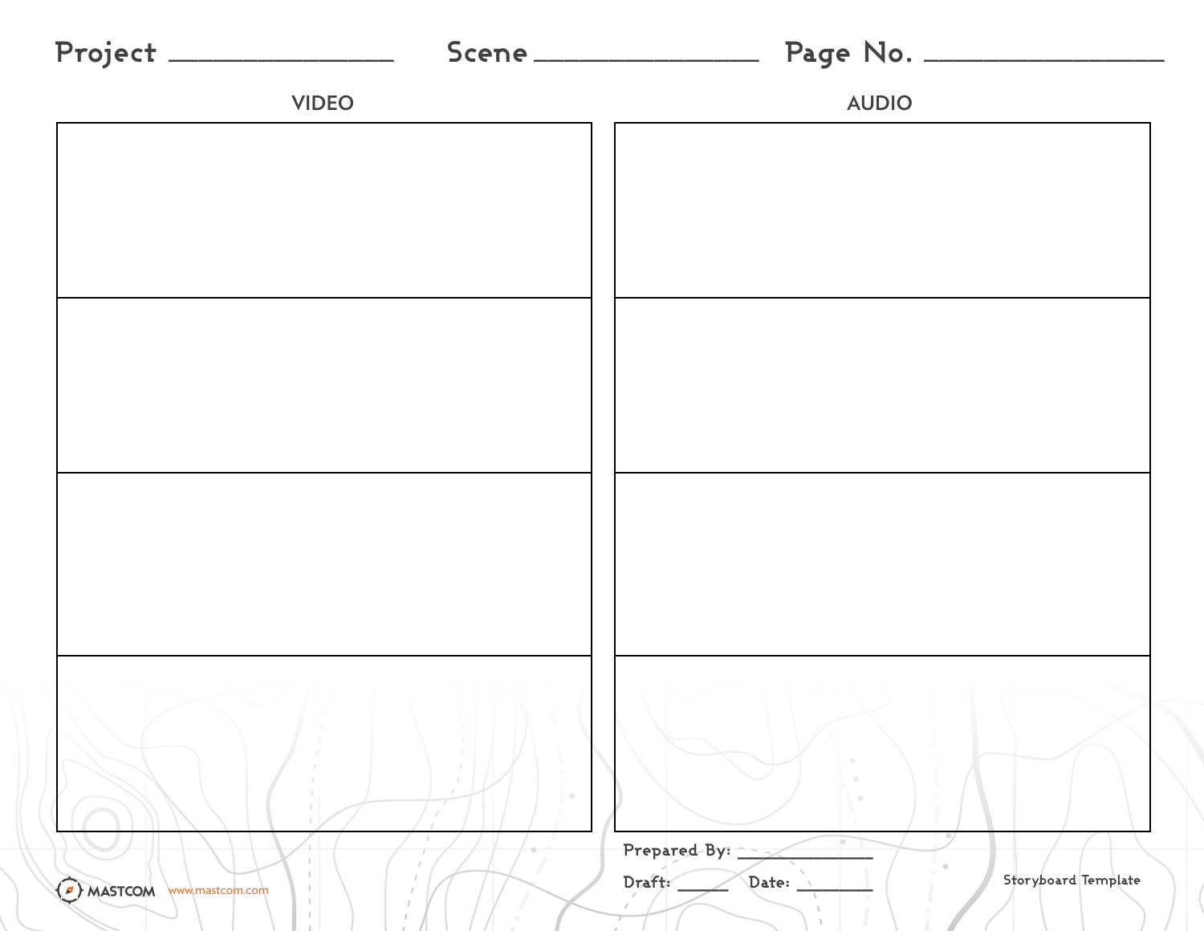Project ________________ Scene ________________ Page No. ________________

| VIDEO | AUDIO |
| --- | --- |
| | |
| | |
| | |
| | |

Prepared By: ____________

Draft: _____ Date: _______

MASTCOM www.mastcom.com

Storyboard Template